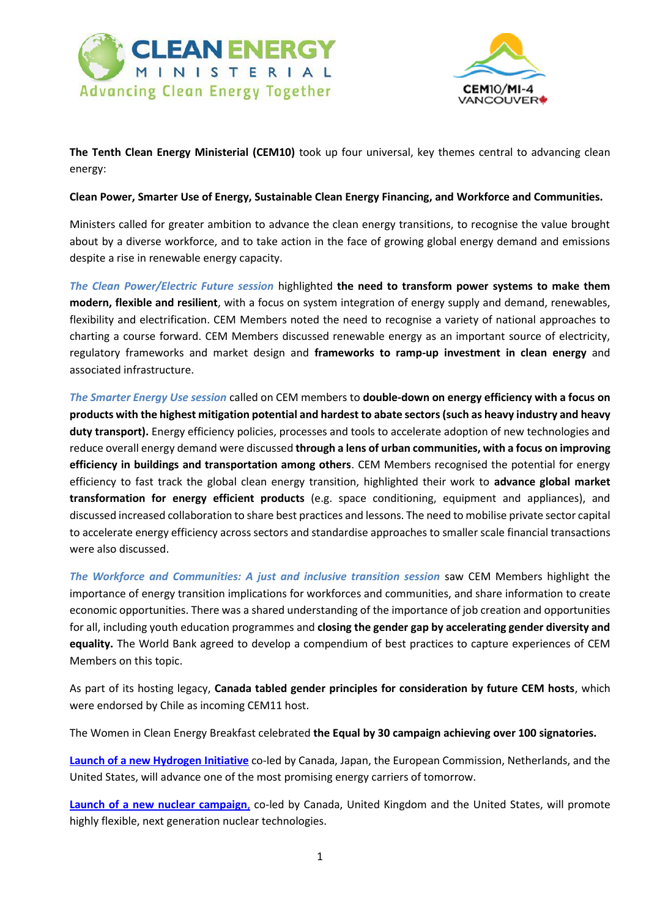**The Tenth Clean Energy Ministerial (CEM10)** took up four universal, key themes central to advancing clean energy:

**Clean Power, Smarter Use of Energy, Sustainable Clean Energy Financing, and Workforce and Communities.**

Ministers called for greater ambition to advance the clean energy transitions, to recognise the value brought about by a diverse workforce, and to take action in the face of growing global energy demand and emissions despite a rise in renewable energy capacity.

*The Clean Power/Electric Future session* highlighted **the need to transform power systems to make them modern, flexible and resilient**, with a focus on system integration of energy supply and demand, renewables, flexibility and electrification. CEM Members noted the need to recognise a variety of national approaches to charting a course forward. CEM Members discussed renewable energy as an important source of electricity, regulatory frameworks and market design and **frameworks to ramp-up investment in clean energy** and associated infrastructure.

*The Smarter Energy Use session* called on CEM members to **double-down on energy efficiency with a focus on products with the highest mitigation potential and hardest to abate sectors (such as heavy industry and heavy duty transport).** Energy efficiency policies, processes and tools to accelerate adoption of new technologies and reduce overall energy demand were discussed **through a lens of urban communities, with a focus on improving efficiency in buildings and transportation among others**. CEM Members recognised the potential for energy efficiency to fast track the global clean energy transition, highlighted their work to **advance global market transformation for energy efficient products** (e.g. space conditioning, equipment and appliances), and discussed increased collaboration to share best practices and lessons. The need to mobilise private sector capital to accelerate energy efficiency across sectors and standardise approaches to smaller scale financial transactions were also discussed.

*The Workforce and Communities: A just and inclusive transition session* saw CEM Members highlight the importance of energy transition implications for workforces and communities, and share information to create economic opportunities. There was a shared understanding of the importance of job creation and opportunities for all, including youth education programmes and **closing the gender gap by accelerating gender diversity and equality.** The World Bank agreed to develop a compendium of best practices to capture experiences of CEM Members on this topic.

As part of its hosting legacy, **Canada tabled gender principles for consideration by future CEM hosts**, which were endorsed by Chile as incoming CEM11 host.

The Women in Clean Energy Breakfast celebrated **the Equal by 30 campaign achieving over 100 signatories.**

**Launch of a new Hydrogen Initiative** co-led by Canada, Japan, the European Commission, Netherlands, and the United States, will advance one of the most promising energy carriers of tomorrow.

**Launch of a new nuclear campaign,** co-led by Canada, United Kingdom and the United States, will promote highly flexible, next generation nuclear technologies.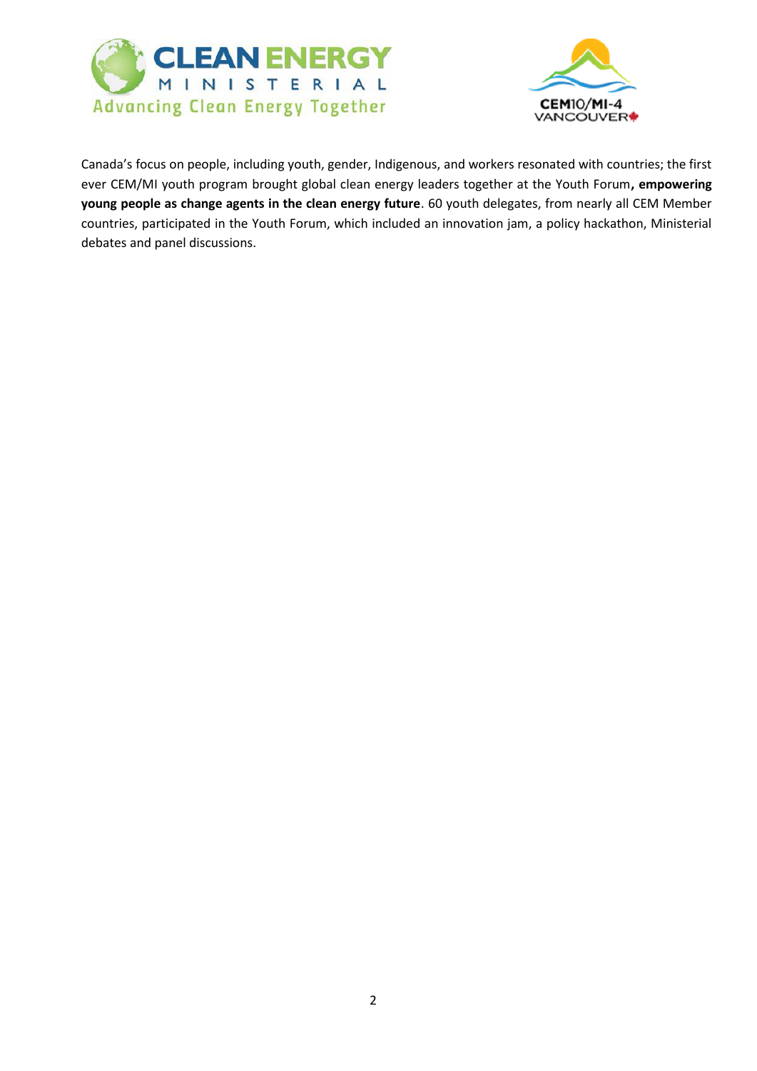Canada's focus on people, including youth, gender, Indigenous, and workers resonated with countries; the first ever CEM/MI youth program brought global clean energy leaders together at the Youth Forum**, empowering young people as change agents in the clean energy future**. 60 youth delegates, from nearly all CEM Member countries, participated in the Youth Forum, which included an innovation jam, a policy hackathon, Ministerial debates and panel discussions.